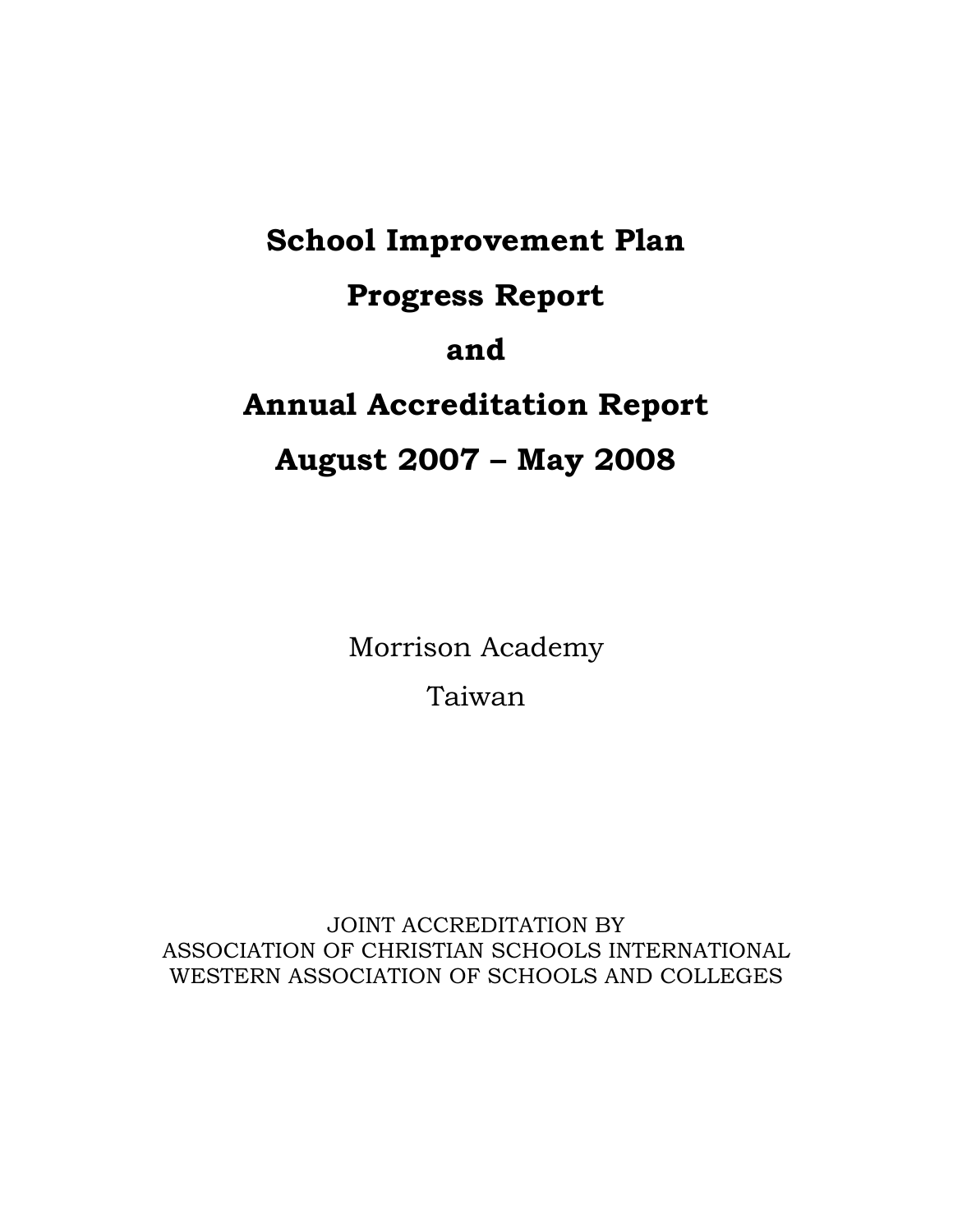# School Improvement Plan

# Progress Report

# and

# Annual Accreditation Report

# August 2007 – May 2008

Morrison Academy

Taiwan

JOINT ACCREDITATION BY
ASSOCIATION OF CHRISTIAN SCHOOLS INTERNATIONAL
WESTERN ASSOCIATION OF SCHOOLS AND COLLEGES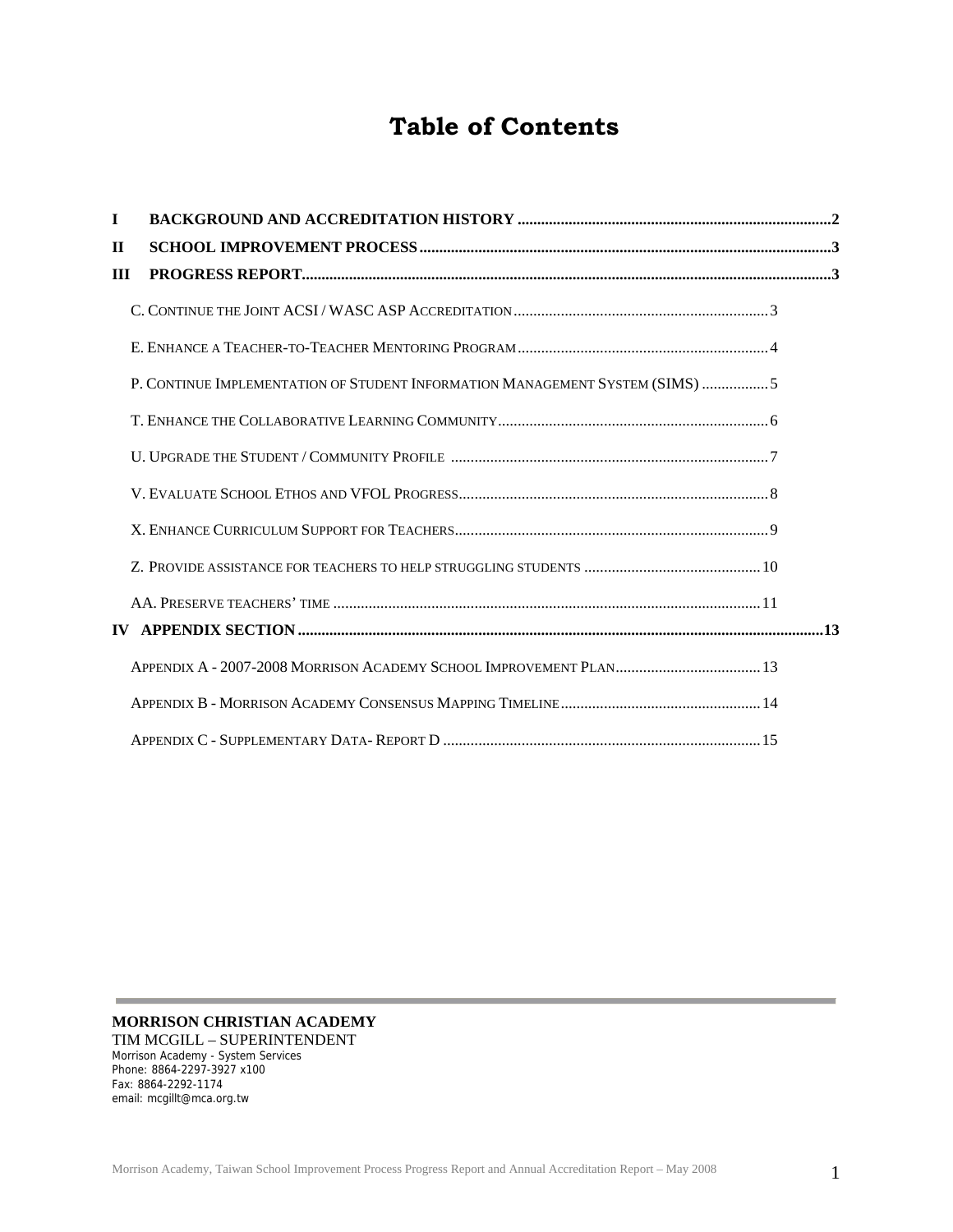# Table of Contents

**I BACKGROUND AND ACCREDITATION HISTORY** .......... **2**

**II SCHOOL IMPROVEMENT PROCESS** .......... **3**

**III PROGRESS REPORT** .......... **3**

- C. Continue the Joint ACSI / WASC ASP Accreditation .......... 3
- E. Enhance a Teacher-to-Teacher Mentoring Program .......... 4
- P. Continue Implementation of Student Information Management System (SIMS) .......... 5
- T. Enhance the Collaborative Learning Community .......... 6
- U. Upgrade the Student / Community Profile .......... 7
- V. Evaluate School Ethos and VFOL Progress .......... 8
- X. Enhance Curriculum Support for Teachers .......... 9
- Z. Provide assistance for teachers to help struggling students .......... 10
- AA. Preserve teachers' time .......... 11

**IV APPENDIX SECTION** .......... **13**

- Appendix A - 2007-2008 Morrison Academy School Improvement Plan .......... 13
- Appendix B - Morrison Academy Consensus Mapping Timeline .......... 14
- Appendix C - Supplementary Data- Report D .......... 15

---

**MORRISON CHRISTIAN ACADEMY**
TIM MCGILL – SUPERINTENDENT
Morrison Academy - System Services
Phone: 8864-2297-3927 x100
Fax: 8864-2292-1174
email: mcgillt@mca.org.tw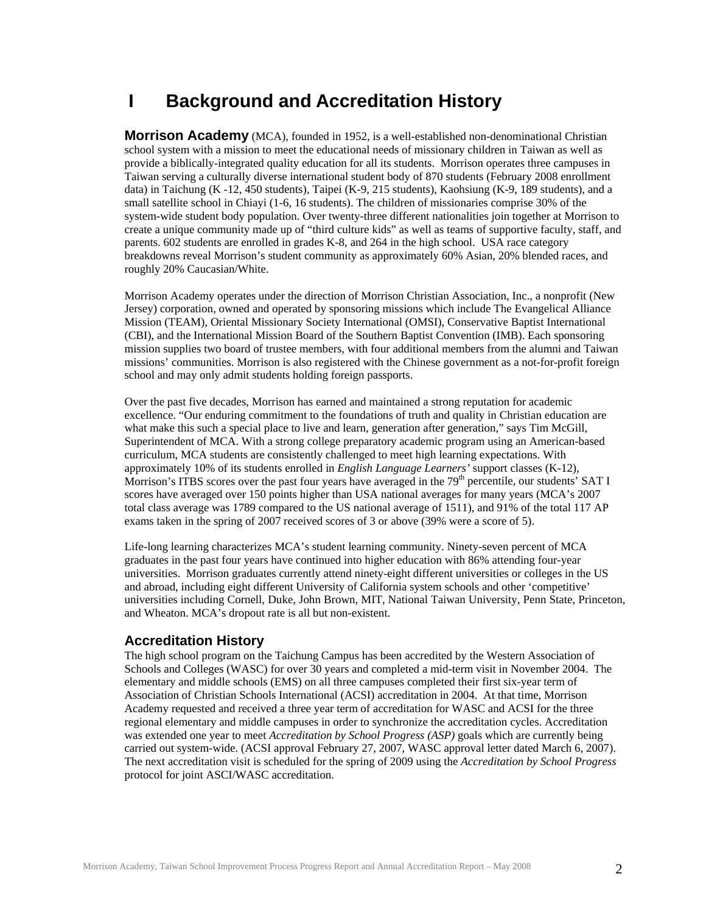# I Background and Accreditation History

**Morrison Academy** (MCA), founded in 1952, is a well-established non-denominational Christian school system with a mission to meet the educational needs of missionary children in Taiwan as well as provide a biblically-integrated quality education for all its students. Morrison operates three campuses in Taiwan serving a culturally diverse international student body of 870 students (February 2008 enrollment data) in Taichung (K -12, 450 students), Taipei (K-9, 215 students), Kaohsiung (K-9, 189 students), and a small satellite school in Chiayi (1-6, 16 students). The children of missionaries comprise 30% of the system-wide student body population. Over twenty-three different nationalities join together at Morrison to create a unique community made up of "third culture kids" as well as teams of supportive faculty, staff, and parents. 602 students are enrolled in grades K-8, and 264 in the high school. USA race category breakdowns reveal Morrison's student community as approximately 60% Asian, 20% blended races, and roughly 20% Caucasian/White.

Morrison Academy operates under the direction of Morrison Christian Association, Inc., a nonprofit (New Jersey) corporation, owned and operated by sponsoring missions which include The Evangelical Alliance Mission (TEAM), Oriental Missionary Society International (OMSI), Conservative Baptist International (CBI), and the International Mission Board of the Southern Baptist Convention (IMB). Each sponsoring mission supplies two board of trustee members, with four additional members from the alumni and Taiwan missions' communities. Morrison is also registered with the Chinese government as a not-for-profit foreign school and may only admit students holding foreign passports.

Over the past five decades, Morrison has earned and maintained a strong reputation for academic excellence. "Our enduring commitment to the foundations of truth and quality in Christian education are what make this such a special place to live and learn, generation after generation," says Tim McGill, Superintendent of MCA. With a strong college preparatory academic program using an American-based curriculum, MCA students are consistently challenged to meet high learning expectations. With approximately 10% of its students enrolled in *English Language Learners'* support classes (K-12), Morrison's ITBS scores over the past four years have averaged in the 79th percentile, our students' SAT I scores have averaged over 150 points higher than USA national averages for many years (MCA's 2007 total class average was 1789 compared to the US national average of 1511), and 91% of the total 117 AP exams taken in the spring of 2007 received scores of 3 or above (39% were a score of 5).

Life-long learning characterizes MCA's student learning community. Ninety-seven percent of MCA graduates in the past four years have continued into higher education with 86% attending four-year universities. Morrison graduates currently attend ninety-eight different universities or colleges in the US and abroad, including eight different University of California system schools and other 'competitive' universities including Cornell, Duke, John Brown, MIT, National Taiwan University, Penn State, Princeton, and Wheaton. MCA's dropout rate is all but non-existent.

## Accreditation History

The high school program on the Taichung Campus has been accredited by the Western Association of Schools and Colleges (WASC) for over 30 years and completed a mid-term visit in November 2004. The elementary and middle schools (EMS) on all three campuses completed their first six-year term of Association of Christian Schools International (ACSI) accreditation in 2004. At that time, Morrison Academy requested and received a three year term of accreditation for WASC and ACSI for the three regional elementary and middle campuses in order to synchronize the accreditation cycles. Accreditation was extended one year to meet *Accreditation by School Progress (ASP)* goals which are currently being carried out system-wide. (ACSI approval February 27, 2007, WASC approval letter dated March 6, 2007). The next accreditation visit is scheduled for the spring of 2009 using the *Accreditation by School Progress* protocol for joint ASCI/WASC accreditation.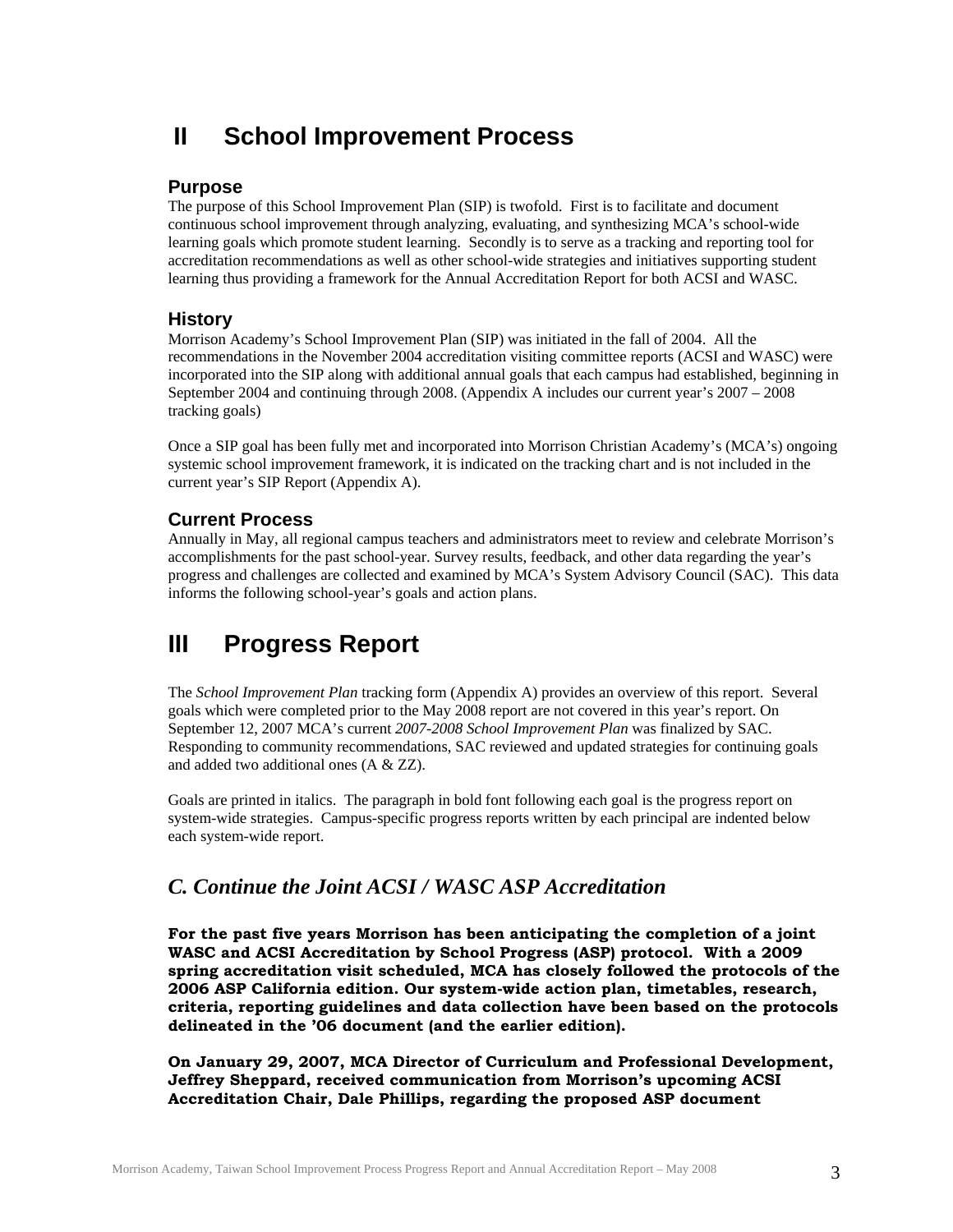# II School Improvement Process

### Purpose

The purpose of this School Improvement Plan (SIP) is twofold. First is to facilitate and document continuous school improvement through analyzing, evaluating, and synthesizing MCA's school-wide learning goals which promote student learning. Secondly is to serve as a tracking and reporting tool for accreditation recommendations as well as other school-wide strategies and initiatives supporting student learning thus providing a framework for the Annual Accreditation Report for both ACSI and WASC.

### History

Morrison Academy's School Improvement Plan (SIP) was initiated in the fall of 2004. All the recommendations in the November 2004 accreditation visiting committee reports (ACSI and WASC) were incorporated into the SIP along with additional annual goals that each campus had established, beginning in September 2004 and continuing through 2008. (Appendix A includes our current year's 2007 – 2008 tracking goals)

Once a SIP goal has been fully met and incorporated into Morrison Christian Academy's (MCA's) ongoing systemic school improvement framework, it is indicated on the tracking chart and is not included in the current year's SIP Report (Appendix A).

### Current Process

Annually in May, all regional campus teachers and administrators meet to review and celebrate Morrison's accomplishments for the past school-year. Survey results, feedback, and other data regarding the year's progress and challenges are collected and examined by MCA's System Advisory Council (SAC). This data informs the following school-year's goals and action plans.

# III Progress Report

The *School Improvement Plan* tracking form (Appendix A) provides an overview of this report. Several goals which were completed prior to the May 2008 report are not covered in this year's report. On September 12, 2007 MCA's current *2007-2008 School Improvement Plan* was finalized by SAC. Responding to community recommendations, SAC reviewed and updated strategies for continuing goals and added two additional ones (A & ZZ).

Goals are printed in italics. The paragraph in bold font following each goal is the progress report on system-wide strategies. Campus-specific progress reports written by each principal are indented below each system-wide report.

## *C. Continue the Joint ACSI / WASC ASP Accreditation*

**For the past five years Morrison has been anticipating the completion of a joint WASC and ACSI Accreditation by School Progress (ASP) protocol. With a 2009 spring accreditation visit scheduled, MCA has closely followed the protocols of the 2006 ASP California edition. Our system-wide action plan, timetables, research, criteria, reporting guidelines and data collection have been based on the protocols delineated in the '06 document (and the earlier edition).**

**On January 29, 2007, MCA Director of Curriculum and Professional Development, Jeffrey Sheppard, received communication from Morrison's upcoming ACSI Accreditation Chair, Dale Phillips, regarding the proposed ASP document**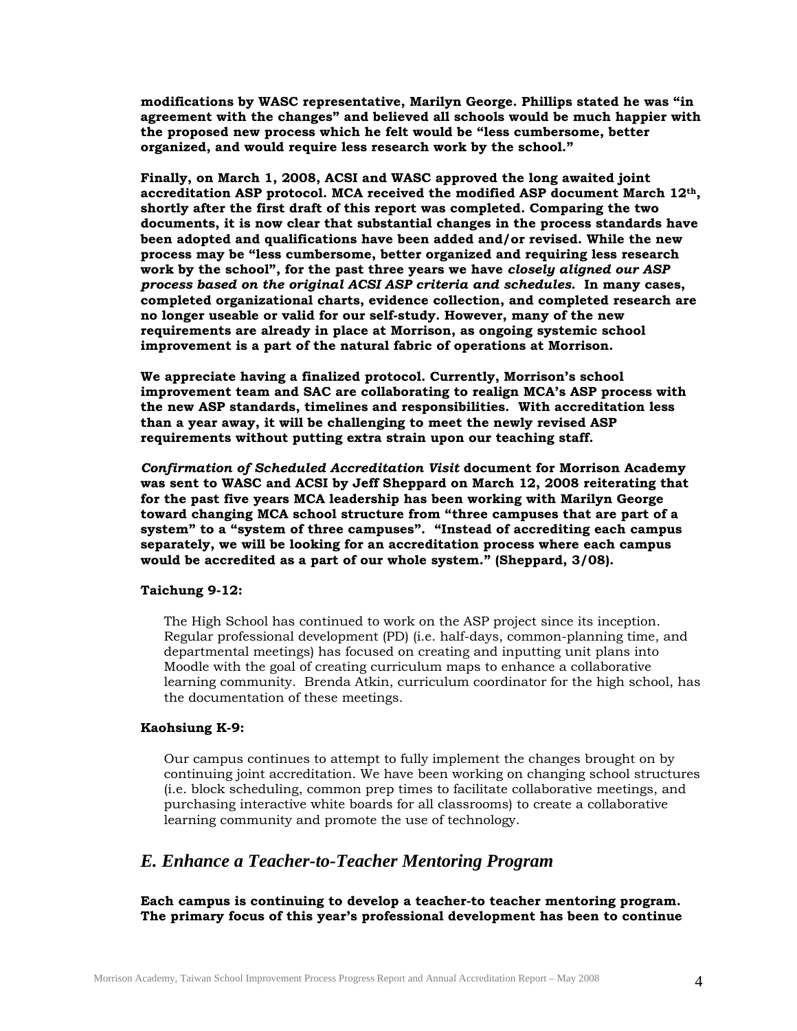**modifications by WASC representative, Marilyn George. Phillips stated he was "in agreement with the changes" and believed all schools would be much happier with the proposed new process which he felt would be "less cumbersome, better organized, and would require less research work by the school."**

**Finally, on March 1, 2008, ACSI and WASC approved the long awaited joint accreditation ASP protocol. MCA received the modified ASP document March 12th, shortly after the first draft of this report was completed. Comparing the two documents, it is now clear that substantial changes in the process standards have been adopted and qualifications have been added and/or revised. While the new process may be "less cumbersome, better organized and requiring less research work by the school", for the past three years we have *closely aligned our ASP process based on the original ACSI ASP criteria and schedules.* In many cases, completed organizational charts, evidence collection, and completed research are no longer useable or valid for our self-study. However, many of the new requirements are already in place at Morrison, as ongoing systemic school improvement is a part of the natural fabric of operations at Morrison.**

**We appreciate having a finalized protocol. Currently, Morrison's school improvement team and SAC are collaborating to realign MCA's ASP process with the new ASP standards, timelines and responsibilities. With accreditation less than a year away, it will be challenging to meet the newly revised ASP requirements without putting extra strain upon our teaching staff.**

***Confirmation of Scheduled Accreditation Visit* document for Morrison Academy was sent to WASC and ACSI by Jeff Sheppard on March 12, 2008 reiterating that for the past five years MCA leadership has been working with Marilyn George toward changing MCA school structure from "three campuses that are part of a system" to a "system of three campuses". "Instead of accrediting each campus separately, we will be looking for an accreditation process where each campus would be accredited as a part of our whole system." (Sheppard, 3/08).**

**Taichung 9-12:**

The High School has continued to work on the ASP project since its inception. Regular professional development (PD) (i.e. half-days, common-planning time, and departmental meetings) has focused on creating and inputting unit plans into Moodle with the goal of creating curriculum maps to enhance a collaborative learning community. Brenda Atkin, curriculum coordinator for the high school, has the documentation of these meetings.

**Kaohsiung K-9:**

Our campus continues to attempt to fully implement the changes brought on by continuing joint accreditation. We have been working on changing school structures (i.e. block scheduling, common prep times to facilitate collaborative meetings, and purchasing interactive white boards for all classrooms) to create a collaborative learning community and promote the use of technology.

## *E. Enhance a Teacher-to-Teacher Mentoring Program*

**Each campus is continuing to develop a teacher-to teacher mentoring program. The primary focus of this year's professional development has been to continue**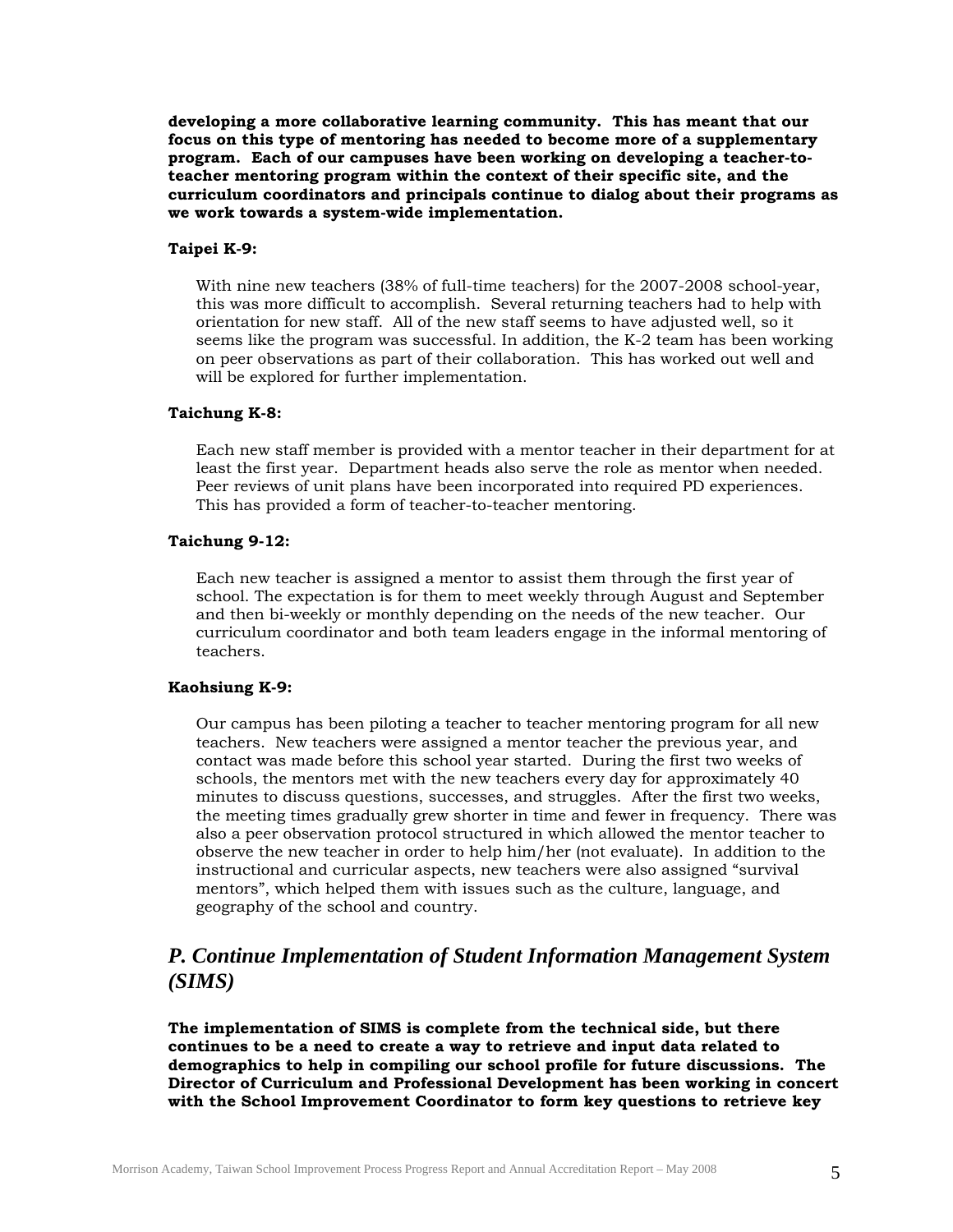**developing a more collaborative learning community. This has meant that our focus on this type of mentoring has needed to become more of a supplementary program. Each of our campuses have been working on developing a teacher-to-teacher mentoring program within the context of their specific site, and the curriculum coordinators and principals continue to dialog about their programs as we work towards a system-wide implementation.**

**Taipei K-9:**

With nine new teachers (38% of full-time teachers) for the 2007-2008 school-year, this was more difficult to accomplish. Several returning teachers had to help with orientation for new staff. All of the new staff seems to have adjusted well, so it seems like the program was successful. In addition, the K-2 team has been working on peer observations as part of their collaboration. This has worked out well and will be explored for further implementation.

**Taichung K-8:**

Each new staff member is provided with a mentor teacher in their department for at least the first year. Department heads also serve the role as mentor when needed. Peer reviews of unit plans have been incorporated into required PD experiences. This has provided a form of teacher-to-teacher mentoring.

**Taichung 9-12:**

Each new teacher is assigned a mentor to assist them through the first year of school. The expectation is for them to meet weekly through August and September and then bi-weekly or monthly depending on the needs of the new teacher. Our curriculum coordinator and both team leaders engage in the informal mentoring of teachers.

**Kaohsiung K-9:**

Our campus has been piloting a teacher to teacher mentoring program for all new teachers. New teachers were assigned a mentor teacher the previous year, and contact was made before this school year started. During the first two weeks of schools, the mentors met with the new teachers every day for approximately 40 minutes to discuss questions, successes, and struggles. After the first two weeks, the meeting times gradually grew shorter in time and fewer in frequency. There was also a peer observation protocol structured in which allowed the mentor teacher to observe the new teacher in order to help him/her (not evaluate). In addition to the instructional and curricular aspects, new teachers were also assigned "survival mentors", which helped them with issues such as the culture, language, and geography of the school and country.

## *P. Continue Implementation of Student Information Management System (SIMS)*

**The implementation of SIMS is complete from the technical side, but there continues to be a need to create a way to retrieve and input data related to demographics to help in compiling our school profile for future discussions. The Director of Curriculum and Professional Development has been working in concert with the School Improvement Coordinator to form key questions to retrieve key**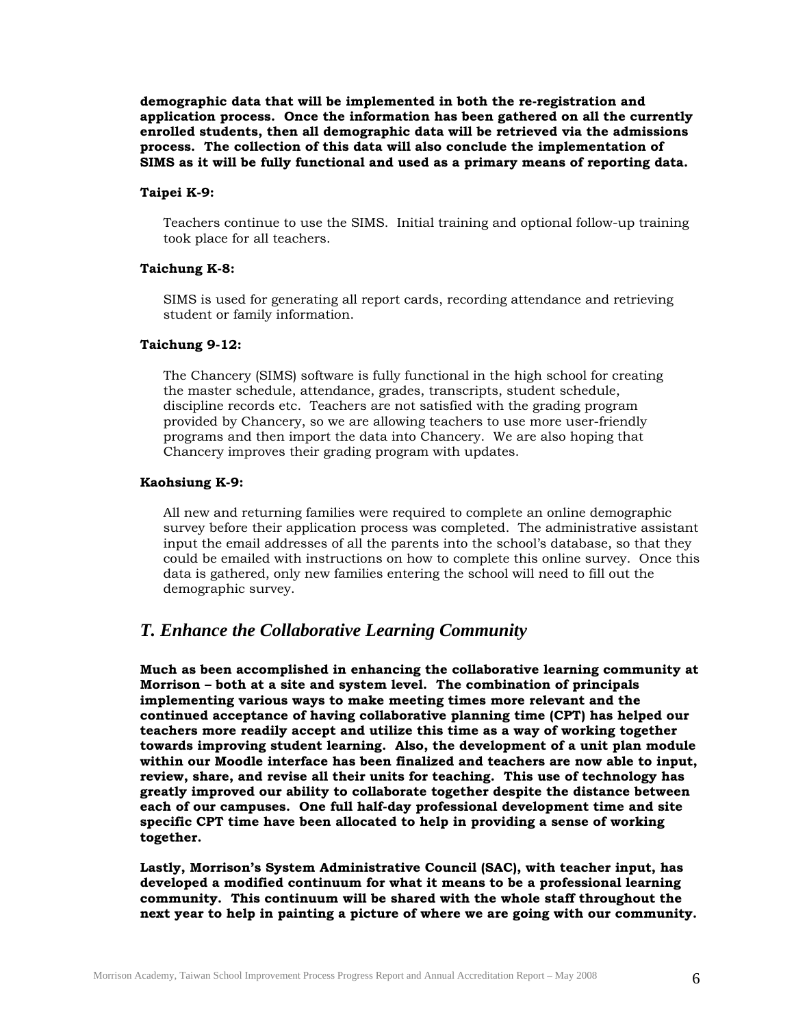**demographic data that will be implemented in both the re-registration and application process. Once the information has been gathered on all the currently enrolled students, then all demographic data will be retrieved via the admissions process. The collection of this data will also conclude the implementation of SIMS as it will be fully functional and used as a primary means of reporting data.**

**Taipei K-9:**

Teachers continue to use the SIMS. Initial training and optional follow-up training took place for all teachers.

**Taichung K-8:**

SIMS is used for generating all report cards, recording attendance and retrieving student or family information.

**Taichung 9-12:**

The Chancery (SIMS) software is fully functional in the high school for creating the master schedule, attendance, grades, transcripts, student schedule, discipline records etc. Teachers are not satisfied with the grading program provided by Chancery, so we are allowing teachers to use more user-friendly programs and then import the data into Chancery. We are also hoping that Chancery improves their grading program with updates.

**Kaohsiung K-9:**

All new and returning families were required to complete an online demographic survey before their application process was completed. The administrative assistant input the email addresses of all the parents into the school's database, so that they could be emailed with instructions on how to complete this online survey. Once this data is gathered, only new families entering the school will need to fill out the demographic survey.

## *T. Enhance the Collaborative Learning Community*

**Much as been accomplished in enhancing the collaborative learning community at Morrison – both at a site and system level. The combination of principals implementing various ways to make meeting times more relevant and the continued acceptance of having collaborative planning time (CPT) has helped our teachers more readily accept and utilize this time as a way of working together towards improving student learning. Also, the development of a unit plan module within our Moodle interface has been finalized and teachers are now able to input, review, share, and revise all their units for teaching. This use of technology has greatly improved our ability to collaborate together despite the distance between each of our campuses. One full half-day professional development time and site specific CPT time have been allocated to help in providing a sense of working together.**

**Lastly, Morrison's System Administrative Council (SAC), with teacher input, has developed a modified continuum for what it means to be a professional learning community. This continuum will be shared with the whole staff throughout the next year to help in painting a picture of where we are going with our community.**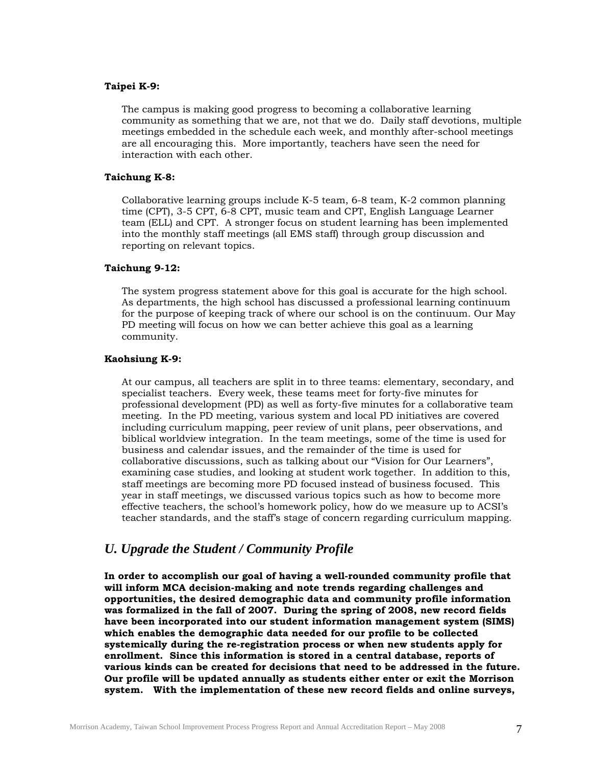**Taipei K-9:**

The campus is making good progress to becoming a collaborative learning community as something that we are, not that we do. Daily staff devotions, multiple meetings embedded in the schedule each week, and monthly after-school meetings are all encouraging this. More importantly, teachers have seen the need for interaction with each other.

**Taichung K-8:**

Collaborative learning groups include K-5 team, 6-8 team, K-2 common planning time (CPT), 3-5 CPT, 6-8 CPT, music team and CPT, English Language Learner team (ELL) and CPT. A stronger focus on student learning has been implemented into the monthly staff meetings (all EMS staff) through group discussion and reporting on relevant topics.

**Taichung 9-12:**

The system progress statement above for this goal is accurate for the high school. As departments, the high school has discussed a professional learning continuum for the purpose of keeping track of where our school is on the continuum. Our May PD meeting will focus on how we can better achieve this goal as a learning community.

**Kaohsiung K-9:**

At our campus, all teachers are split in to three teams: elementary, secondary, and specialist teachers. Every week, these teams meet for forty-five minutes for professional development (PD) as well as forty-five minutes for a collaborative team meeting. In the PD meeting, various system and local PD initiatives are covered including curriculum mapping, peer review of unit plans, peer observations, and biblical worldview integration. In the team meetings, some of the time is used for business and calendar issues, and the remainder of the time is used for collaborative discussions, such as talking about our "Vision for Our Learners", examining case studies, and looking at student work together. In addition to this, staff meetings are becoming more PD focused instead of business focused. This year in staff meetings, we discussed various topics such as how to become more effective teachers, the school's homework policy, how do we measure up to ACSI's teacher standards, and the staff's stage of concern regarding curriculum mapping.

## *U. Upgrade the Student / Community Profile*

**In order to accomplish our goal of having a well-rounded community profile that will inform MCA decision-making and note trends regarding challenges and opportunities, the desired demographic data and community profile information was formalized in the fall of 2007. During the spring of 2008, new record fields have been incorporated into our student information management system (SIMS) which enables the demographic data needed for our profile to be collected systemically during the re-registration process or when new students apply for enrollment. Since this information is stored in a central database, reports of various kinds can be created for decisions that need to be addressed in the future. Our profile will be updated annually as students either enter or exit the Morrison system. With the implementation of these new record fields and online surveys,**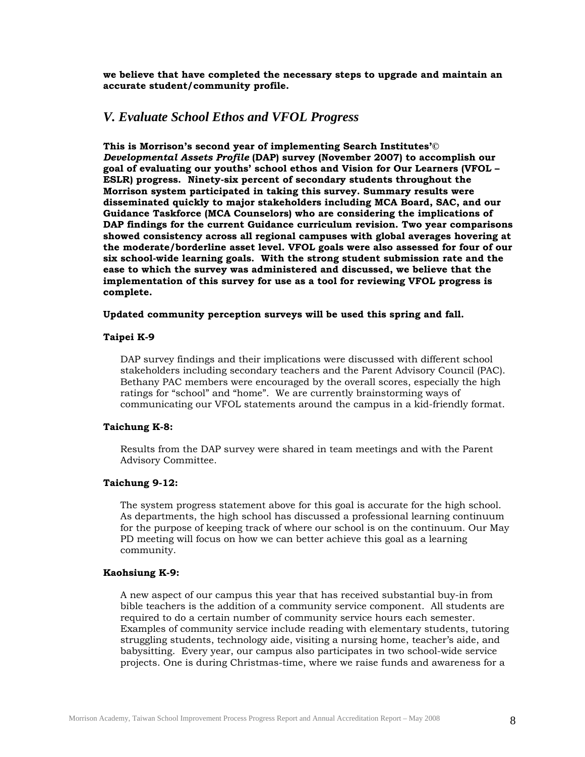**we believe that have completed the necessary steps to upgrade and maintain an accurate student/community profile.**

## *V. Evaluate School Ethos and VFOL Progress*

**This is Morrison's second year of implementing Search Institutes'© *Developmental Assets Profile* (DAP) survey (November 2007) to accomplish our goal of evaluating our youths' school ethos and Vision for Our Learners (VFOL – ESLR) progress. Ninety-six percent of secondary students throughout the Morrison system participated in taking this survey. Summary results were disseminated quickly to major stakeholders including MCA Board, SAC, and our Guidance Taskforce (MCA Counselors) who are considering the implications of DAP findings for the current Guidance curriculum revision. Two year comparisons showed consistency across all regional campuses with global averages hovering at the moderate/borderline asset level. VFOL goals were also assessed for four of our six school-wide learning goals. With the strong student submission rate and the ease to which the survey was administered and discussed, we believe that the implementation of this survey for use as a tool for reviewing VFOL progress is complete.**

**Updated community perception surveys will be used this spring and fall.**

**Taipei K-9**

DAP survey findings and their implications were discussed with different school stakeholders including secondary teachers and the Parent Advisory Council (PAC). Bethany PAC members were encouraged by the overall scores, especially the high ratings for "school" and "home". We are currently brainstorming ways of communicating our VFOL statements around the campus in a kid-friendly format.

**Taichung K-8:**

Results from the DAP survey were shared in team meetings and with the Parent Advisory Committee.

**Taichung 9-12:**

The system progress statement above for this goal is accurate for the high school. As departments, the high school has discussed a professional learning continuum for the purpose of keeping track of where our school is on the continuum. Our May PD meeting will focus on how we can better achieve this goal as a learning community.

**Kaohsiung K-9:**

A new aspect of our campus this year that has received substantial buy-in from bible teachers is the addition of a community service component. All students are required to do a certain number of community service hours each semester. Examples of community service include reading with elementary students, tutoring struggling students, technology aide, visiting a nursing home, teacher's aide, and babysitting. Every year, our campus also participates in two school-wide service projects. One is during Christmas-time, where we raise funds and awareness for a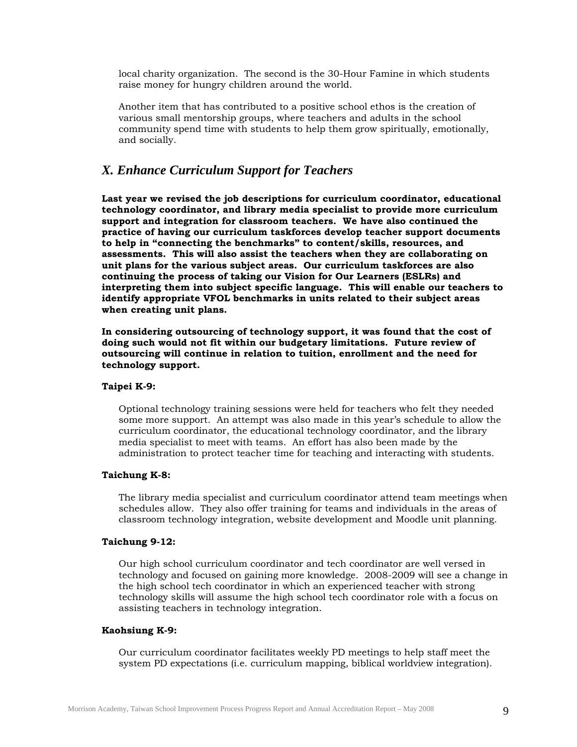local charity organization. The second is the 30-Hour Famine in which students raise money for hungry children around the world.

Another item that has contributed to a positive school ethos is the creation of various small mentorship groups, where teachers and adults in the school community spend time with students to help them grow spiritually, emotionally, and socially.

## *X. Enhance Curriculum Support for Teachers*

**Last year we revised the job descriptions for curriculum coordinator, educational technology coordinator, and library media specialist to provide more curriculum support and integration for classroom teachers. We have also continued the practice of having our curriculum taskforces develop teacher support documents to help in "connecting the benchmarks" to content/skills, resources, and assessments. This will also assist the teachers when they are collaborating on unit plans for the various subject areas. Our curriculum taskforces are also continuing the process of taking our Vision for Our Learners (ESLRs) and interpreting them into subject specific language. This will enable our teachers to identify appropriate VFOL benchmarks in units related to their subject areas when creating unit plans.**

**In considering outsourcing of technology support, it was found that the cost of doing such would not fit within our budgetary limitations. Future review of outsourcing will continue in relation to tuition, enrollment and the need for technology support.**

**Taipei K-9:**

Optional technology training sessions were held for teachers who felt they needed some more support. An attempt was also made in this year's schedule to allow the curriculum coordinator, the educational technology coordinator, and the library media specialist to meet with teams. An effort has also been made by the administration to protect teacher time for teaching and interacting with students.

**Taichung K-8:**

The library media specialist and curriculum coordinator attend team meetings when schedules allow. They also offer training for teams and individuals in the areas of classroom technology integration, website development and Moodle unit planning.

**Taichung 9-12:**

Our high school curriculum coordinator and tech coordinator are well versed in technology and focused on gaining more knowledge. 2008-2009 will see a change in the high school tech coordinator in which an experienced teacher with strong technology skills will assume the high school tech coordinator role with a focus on assisting teachers in technology integration.

**Kaohsiung K-9:**

Our curriculum coordinator facilitates weekly PD meetings to help staff meet the system PD expectations (i.e. curriculum mapping, biblical worldview integration).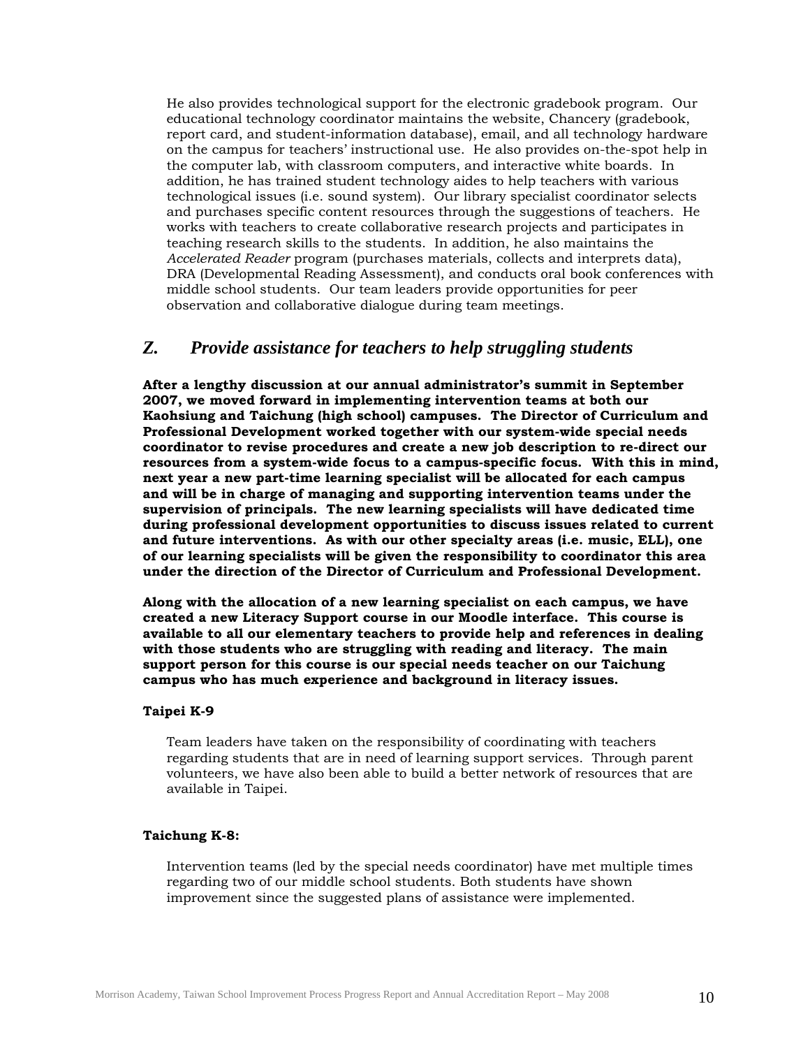He also provides technological support for the electronic gradebook program. Our educational technology coordinator maintains the website, Chancery (gradebook, report card, and student-information database), email, and all technology hardware on the campus for teachers' instructional use. He also provides on-the-spot help in the computer lab, with classroom computers, and interactive white boards. In addition, he has trained student technology aides to help teachers with various technological issues (i.e. sound system). Our library specialist coordinator selects and purchases specific content resources through the suggestions of teachers. He works with teachers to create collaborative research projects and participates in teaching research skills to the students. In addition, he also maintains the *Accelerated Reader* program (purchases materials, collects and interprets data), DRA (Developmental Reading Assessment), and conducts oral book conferences with middle school students. Our team leaders provide opportunities for peer observation and collaborative dialogue during team meetings.

## *Z. Provide assistance for teachers to help struggling students*

**After a lengthy discussion at our annual administrator's summit in September 2007, we moved forward in implementing intervention teams at both our Kaohsiung and Taichung (high school) campuses. The Director of Curriculum and Professional Development worked together with our system-wide special needs coordinator to revise procedures and create a new job description to re-direct our resources from a system-wide focus to a campus-specific focus. With this in mind, next year a new part-time learning specialist will be allocated for each campus and will be in charge of managing and supporting intervention teams under the supervision of principals. The new learning specialists will have dedicated time during professional development opportunities to discuss issues related to current and future interventions. As with our other specialty areas (i.e. music, ELL), one of our learning specialists will be given the responsibility to coordinator this area under the direction of the Director of Curriculum and Professional Development.**

**Along with the allocation of a new learning specialist on each campus, we have created a new Literacy Support course in our Moodle interface. This course is available to all our elementary teachers to provide help and references in dealing with those students who are struggling with reading and literacy. The main support person for this course is our special needs teacher on our Taichung campus who has much experience and background in literacy issues.**

**Taipei K-9**

Team leaders have taken on the responsibility of coordinating with teachers regarding students that are in need of learning support services. Through parent volunteers, we have also been able to build a better network of resources that are available in Taipei.

**Taichung K-8:**

Intervention teams (led by the special needs coordinator) have met multiple times regarding two of our middle school students. Both students have shown improvement since the suggested plans of assistance were implemented.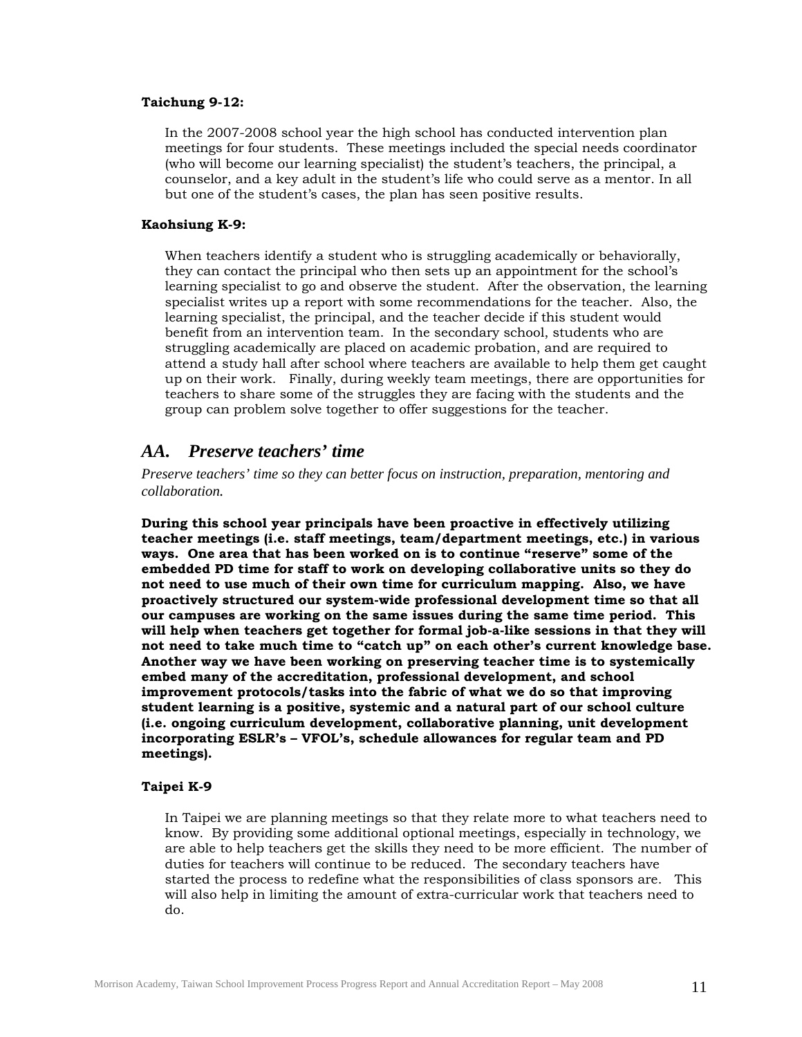**Taichung 9-12:**

In the 2007-2008 school year the high school has conducted intervention plan meetings for four students. These meetings included the special needs coordinator (who will become our learning specialist) the student's teachers, the principal, a counselor, and a key adult in the student's life who could serve as a mentor. In all but one of the student's cases, the plan has seen positive results.

**Kaohsiung K-9:**

When teachers identify a student who is struggling academically or behaviorally, they can contact the principal who then sets up an appointment for the school's learning specialist to go and observe the student. After the observation, the learning specialist writes up a report with some recommendations for the teacher. Also, the learning specialist, the principal, and the teacher decide if this student would benefit from an intervention team. In the secondary school, students who are struggling academically are placed on academic probation, and are required to attend a study hall after school where teachers are available to help them get caught up on their work. Finally, during weekly team meetings, there are opportunities for teachers to share some of the struggles they are facing with the students and the group can problem solve together to offer suggestions for the teacher.

## *AA. Preserve teachers' time*

*Preserve teachers' time so they can better focus on instruction, preparation, mentoring and collaboration.*

**During this school year principals have been proactive in effectively utilizing teacher meetings (i.e. staff meetings, team/department meetings, etc.) in various ways. One area that has been worked on is to continue "reserve" some of the embedded PD time for staff to work on developing collaborative units so they do not need to use much of their own time for curriculum mapping. Also, we have proactively structured our system-wide professional development time so that all our campuses are working on the same issues during the same time period. This will help when teachers get together for formal job-a-like sessions in that they will not need to take much time to "catch up" on each other's current knowledge base. Another way we have been working on preserving teacher time is to systemically embed many of the accreditation, professional development, and school improvement protocols/tasks into the fabric of what we do so that improving student learning is a positive, systemic and a natural part of our school culture (i.e. ongoing curriculum development, collaborative planning, unit development incorporating ESLR's – VFOL's, schedule allowances for regular team and PD meetings).**

**Taipei K-9**

In Taipei we are planning meetings so that they relate more to what teachers need to know. By providing some additional optional meetings, especially in technology, we are able to help teachers get the skills they need to be more efficient. The number of duties for teachers will continue to be reduced. The secondary teachers have started the process to redefine what the responsibilities of class sponsors are. This will also help in limiting the amount of extra-curricular work that teachers need to do.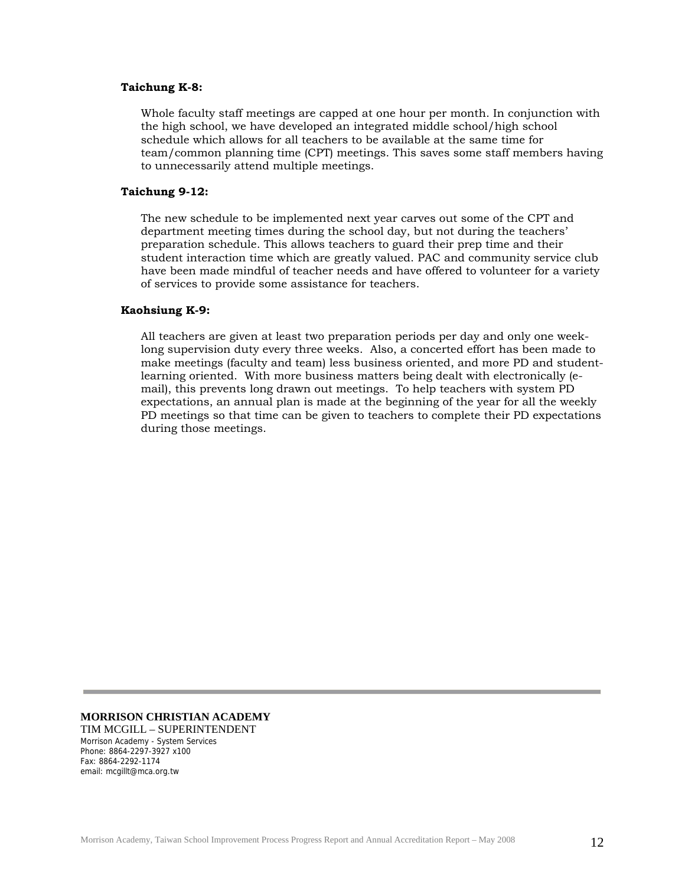**Taichung K-8:**

Whole faculty staff meetings are capped at one hour per month. In conjunction with the high school, we have developed an integrated middle school/high school schedule which allows for all teachers to be available at the same time for team/common planning time (CPT) meetings. This saves some staff members having to unnecessarily attend multiple meetings.

**Taichung 9-12:**

The new schedule to be implemented next year carves out some of the CPT and department meeting times during the school day, but not during the teachers' preparation schedule. This allows teachers to guard their prep time and their student interaction time which are greatly valued. PAC and community service club have been made mindful of teacher needs and have offered to volunteer for a variety of services to provide some assistance for teachers.

**Kaohsiung K-9:**

All teachers are given at least two preparation periods per day and only one week-long supervision duty every three weeks. Also, a concerted effort has been made to make meetings (faculty and team) less business oriented, and more PD and student-learning oriented. With more business matters being dealt with electronically (e-mail), this prevents long drawn out meetings. To help teachers with system PD expectations, an annual plan is made at the beginning of the year for all the weekly PD meetings so that time can be given to teachers to complete their PD expectations during those meetings.

**MORRISON CHRISTIAN ACADEMY**
TIM MCGILL – SUPERINTENDENT
Morrison Academy - System Services
Phone: 8864-2297-3927 x100
Fax: 8864-2292-1174
email: mcgillt@mca.org.tw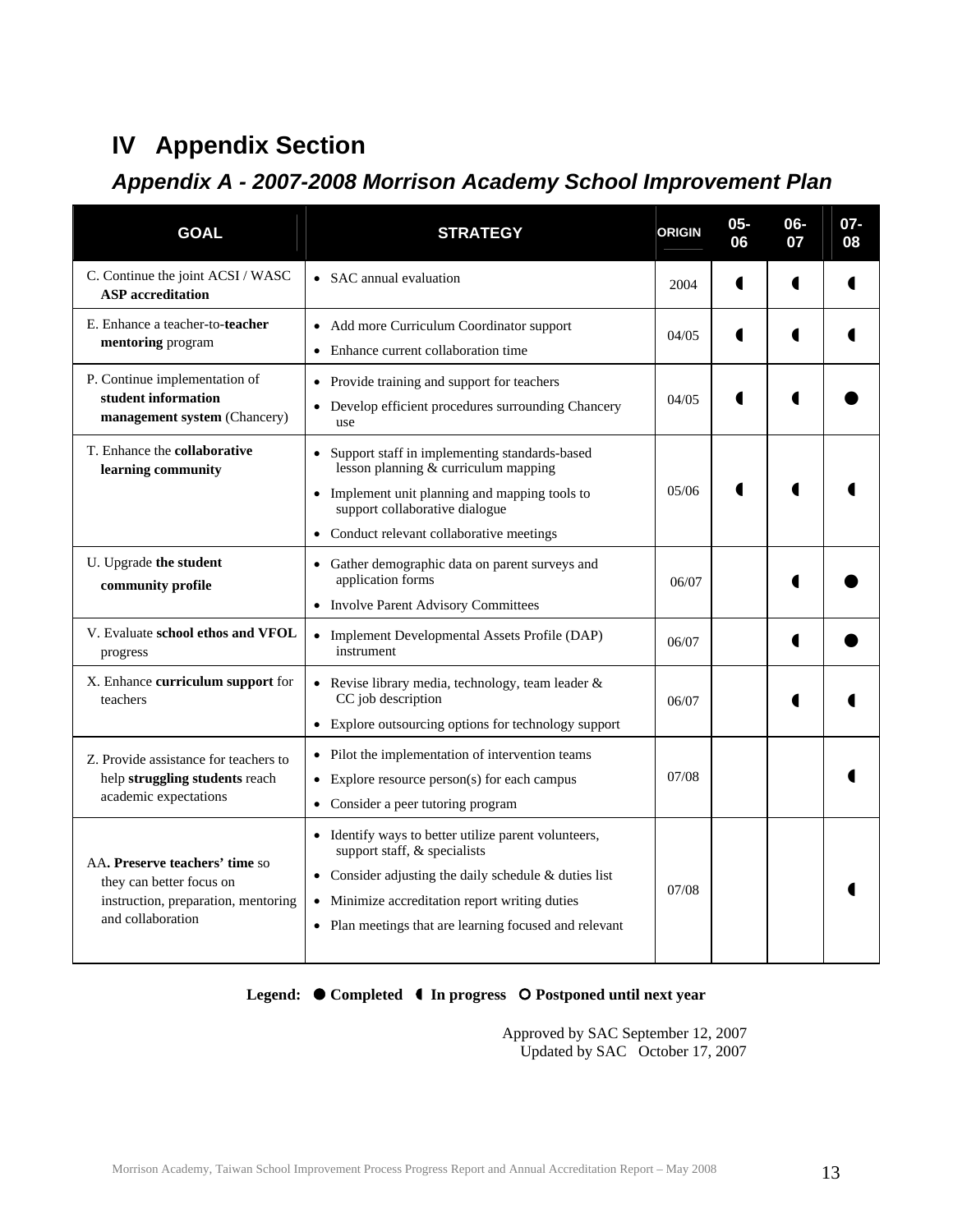# IV Appendix Section

## *Appendix A - 2007-2008 Morrison Academy School Improvement Plan*

| GOAL | STRATEGY | ORIGIN | 05-06 | 06-07 | 07-08 |
|---|---|---|---|---|---|
| C. Continue the joint ACSI / WASC **ASP accreditation** | • SAC annual evaluation | 2004 | ◖ | ◖ | ◖ |
| E. Enhance a teacher-to-**teacher mentoring** program | • Add more Curriculum Coordinator support<br>• Enhance current collaboration time | 04/05 | ◖ | ◖ | ◖ |
| P. Continue implementation of **student information management system** (Chancery) | • Provide training and support for teachers<br>• Develop efficient procedures surrounding Chancery use | 04/05 | ◖ | ◖ | ● |
| T. Enhance the **collaborative learning community** | • Support staff in implementing standards-based lesson planning & curriculum mapping<br>• Implement unit planning and mapping tools to support collaborative dialogue<br>• Conduct relevant collaborative meetings | 05/06 | ◖ | ◖ | ◖ |
| U. Upgrade **the student community profile** | • Gather demographic data on parent surveys and application forms<br>• Involve Parent Advisory Committees | 06/07 | | ◖ | ● |
| V. Evaluate **school ethos and VFOL** progress | • Implement Developmental Assets Profile (DAP) instrument | 06/07 | | ◖ | ● |
| X. Enhance **curriculum support** for teachers | • Revise library media, technology, team leader & CC job description<br>• Explore outsourcing options for technology support | 06/07 | | ◖ | ◖ |
| Z. Provide assistance for teachers to help **struggling students** reach academic expectations | • Pilot the implementation of intervention teams<br>• Explore resource person(s) for each campus<br>• Consider a peer tutoring program | 07/08 | | | ◖ |
| AA**. Preserve teachers' time** so they can better focus on instruction, preparation, mentoring and collaboration | • Identify ways to better utilize parent volunteers, support staff, & specialists<br>• Consider adjusting the daily schedule & duties list<br>• Minimize accreditation report writing duties<br>• Plan meetings that are learning focused and relevant | 07/08 | | | ◖ |

**Legend: ● Completed ◖ In progress ○ Postponed until next year**

Approved by SAC September 12, 2007
Updated by SAC October 17, 2007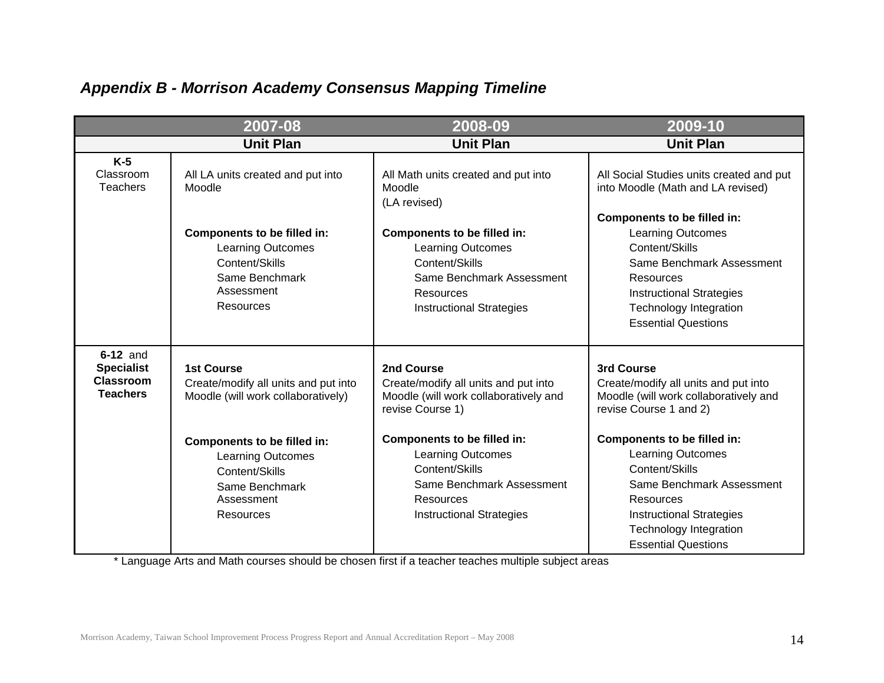## *Appendix B - Morrison Academy Consensus Mapping Timeline*

| | 2007-08 | 2008-09 | 2009-10 |
|---|---|---|---|
| | **Unit Plan** | **Unit Plan** | **Unit Plan** |
| **K-5** Classroom Teachers | All LA units created and put into Moodle<br><br>**Components to be filled in:**<br>Learning Outcomes<br>Content/Skills<br>Same Benchmark Assessment<br>Resources | All Math units created and put into Moodle<br>(LA revised)<br><br>**Components to be filled in:**<br>Learning Outcomes<br>Content/Skills<br>Same Benchmark Assessment<br>Resources<br>Instructional Strategies | All Social Studies units created and put into Moodle (Math and LA revised)<br><br>**Components to be filled in:**<br>Learning Outcomes<br>Content/Skills<br>Same Benchmark Assessment<br>Resources<br>Instructional Strategies<br>Technology Integration<br>Essential Questions |
| **6-12** and **Specialist Classroom Teachers** | **1st Course**<br>Create/modify all units and put into Moodle (will work collaboratively)<br><br>**Components to be filled in:**<br>Learning Outcomes<br>Content/Skills<br>Same Benchmark Assessment<br>Resources | **2nd Course**<br>Create/modify all units and put into Moodle (will work collaboratively and revise Course 1)<br><br>**Components to be filled in:**<br>Learning Outcomes<br>Content/Skills<br>Same Benchmark Assessment<br>Resources<br>Instructional Strategies | **3rd Course**<br>Create/modify all units and put into Moodle (will work collaboratively and revise Course 1 and 2)<br><br>**Components to be filled in:**<br>Learning Outcomes<br>Content/Skills<br>Same Benchmark Assessment<br>Resources<br>Instructional Strategies<br>Technology Integration<br>Essential Questions |

* Language Arts and Math courses should be chosen first if a teacher teaches multiple subject areas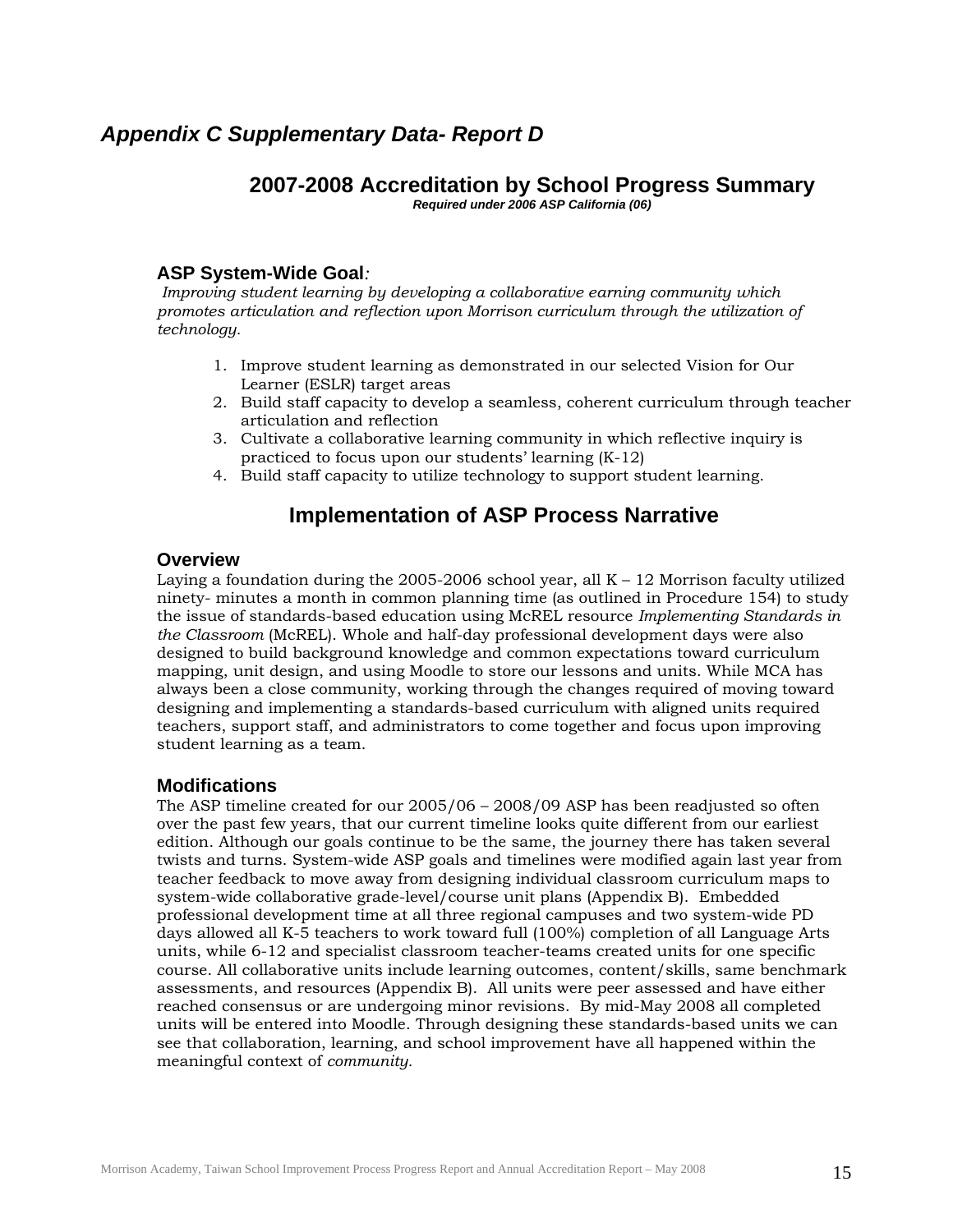## *Appendix C Supplementary Data- Report D*

# 2007-2008 Accreditation by School Progress Summary

***Required under 2006 ASP California (06)***

### ASP System-Wide Goal*:*

*Improving student learning by developing a collaborative earning community which promotes articulation and reflection upon Morrison curriculum through the utilization of technology.*

1. Improve student learning as demonstrated in our selected Vision for Our Learner (ESLR) target areas
2. Build staff capacity to develop a seamless, coherent curriculum through teacher articulation and reflection
3. Cultivate a collaborative learning community in which reflective inquiry is practiced to focus upon our students' learning (K-12)
4. Build staff capacity to utilize technology to support student learning.

## Implementation of ASP Process Narrative

### Overview

Laying a foundation during the 2005-2006 school year, all K – 12 Morrison faculty utilized ninety- minutes a month in common planning time (as outlined in Procedure 154) to study the issue of standards-based education using McREL resource *Implementing Standards in the Classroom* (McREL). Whole and half-day professional development days were also designed to build background knowledge and common expectations toward curriculum mapping, unit design, and using Moodle to store our lessons and units. While MCA has always been a close community, working through the changes required of moving toward designing and implementing a standards-based curriculum with aligned units required teachers, support staff, and administrators to come together and focus upon improving student learning as a team.

### Modifications

The ASP timeline created for our 2005/06 – 2008/09 ASP has been readjusted so often over the past few years, that our current timeline looks quite different from our earliest edition. Although our goals continue to be the same, the journey there has taken several twists and turns. System-wide ASP goals and timelines were modified again last year from teacher feedback to move away from designing individual classroom curriculum maps to system-wide collaborative grade-level/course unit plans (Appendix B). Embedded professional development time at all three regional campuses and two system-wide PD days allowed all K-5 teachers to work toward full (100%) completion of all Language Arts units, while 6-12 and specialist classroom teacher-teams created units for one specific course. All collaborative units include learning outcomes, content/skills, same benchmark assessments, and resources (Appendix B). All units were peer assessed and have either reached consensus or are undergoing minor revisions. By mid-May 2008 all completed units will be entered into Moodle. Through designing these standards-based units we can see that collaboration, learning, and school improvement have all happened within the meaningful context of *community.*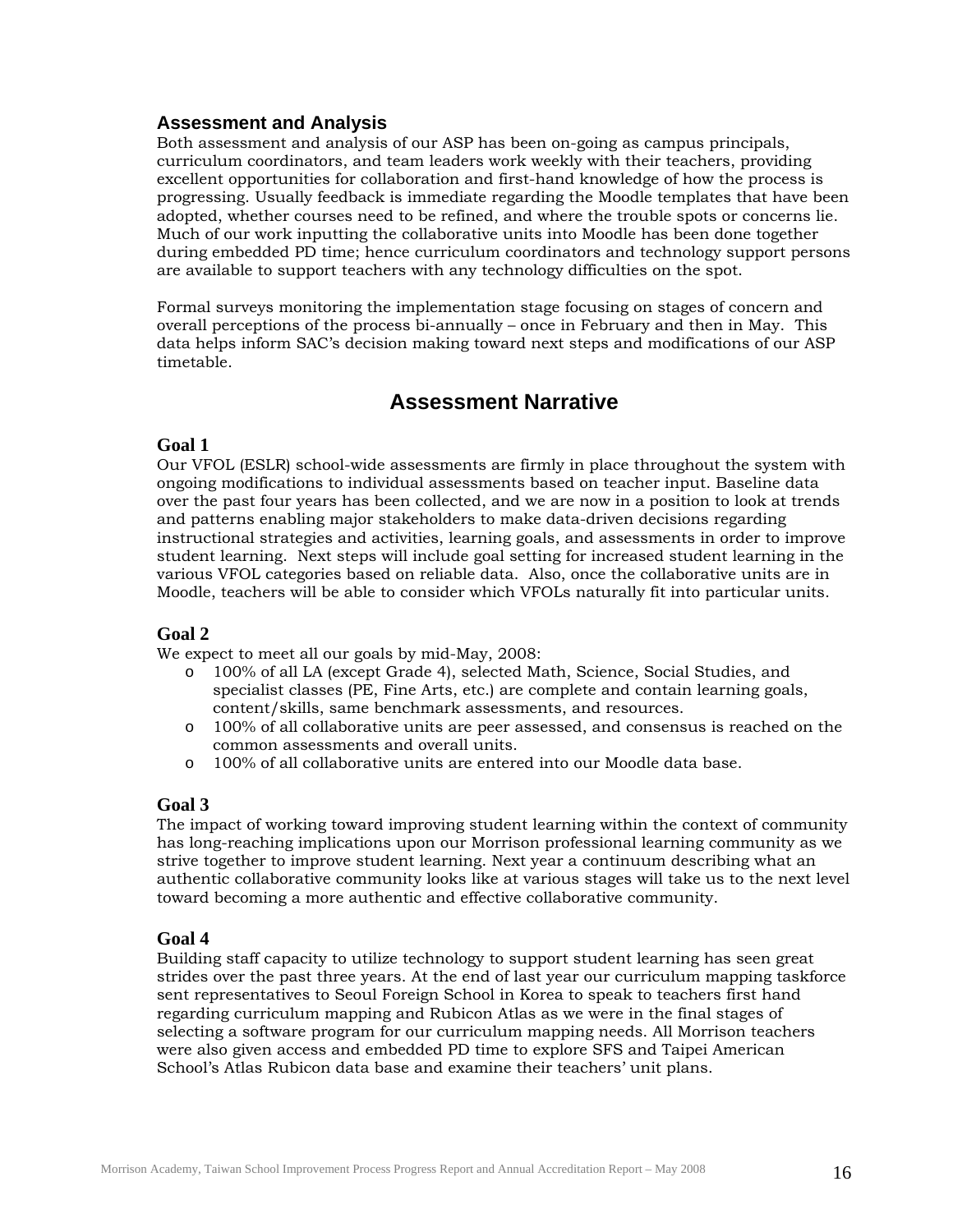### Assessment and Analysis

Both assessment and analysis of our ASP has been on-going as campus principals, curriculum coordinators, and team leaders work weekly with their teachers, providing excellent opportunities for collaboration and first-hand knowledge of how the process is progressing. Usually feedback is immediate regarding the Moodle templates that have been adopted, whether courses need to be refined, and where the trouble spots or concerns lie. Much of our work inputting the collaborative units into Moodle has been done together during embedded PD time; hence curriculum coordinators and technology support persons are available to support teachers with any technology difficulties on the spot.

Formal surveys monitoring the implementation stage focusing on stages of concern and overall perceptions of the process bi-annually – once in February and then in May. This data helps inform SAC's decision making toward next steps and modifications of our ASP timetable.

## Assessment Narrative

**Goal 1**

Our VFOL (ESLR) school-wide assessments are firmly in place throughout the system with ongoing modifications to individual assessments based on teacher input. Baseline data over the past four years has been collected, and we are now in a position to look at trends and patterns enabling major stakeholders to make data-driven decisions regarding instructional strategies and activities, learning goals, and assessments in order to improve student learning. Next steps will include goal setting for increased student learning in the various VFOL categories based on reliable data. Also, once the collaborative units are in Moodle, teachers will be able to consider which VFOLs naturally fit into particular units.

**Goal 2**

We expect to meet all our goals by mid-May, 2008:

- 100% of all LA (except Grade 4), selected Math, Science, Social Studies, and specialist classes (PE, Fine Arts, etc.) are complete and contain learning goals, content/skills, same benchmark assessments, and resources.
- 100% of all collaborative units are peer assessed, and consensus is reached on the common assessments and overall units.
- 100% of all collaborative units are entered into our Moodle data base.

**Goal 3**

The impact of working toward improving student learning within the context of community has long-reaching implications upon our Morrison professional learning community as we strive together to improve student learning. Next year a continuum describing what an authentic collaborative community looks like at various stages will take us to the next level toward becoming a more authentic and effective collaborative community.

**Goal 4**

Building staff capacity to utilize technology to support student learning has seen great strides over the past three years. At the end of last year our curriculum mapping taskforce sent representatives to Seoul Foreign School in Korea to speak to teachers first hand regarding curriculum mapping and Rubicon Atlas as we were in the final stages of selecting a software program for our curriculum mapping needs. All Morrison teachers were also given access and embedded PD time to explore SFS and Taipei American School's Atlas Rubicon data base and examine their teachers' unit plans.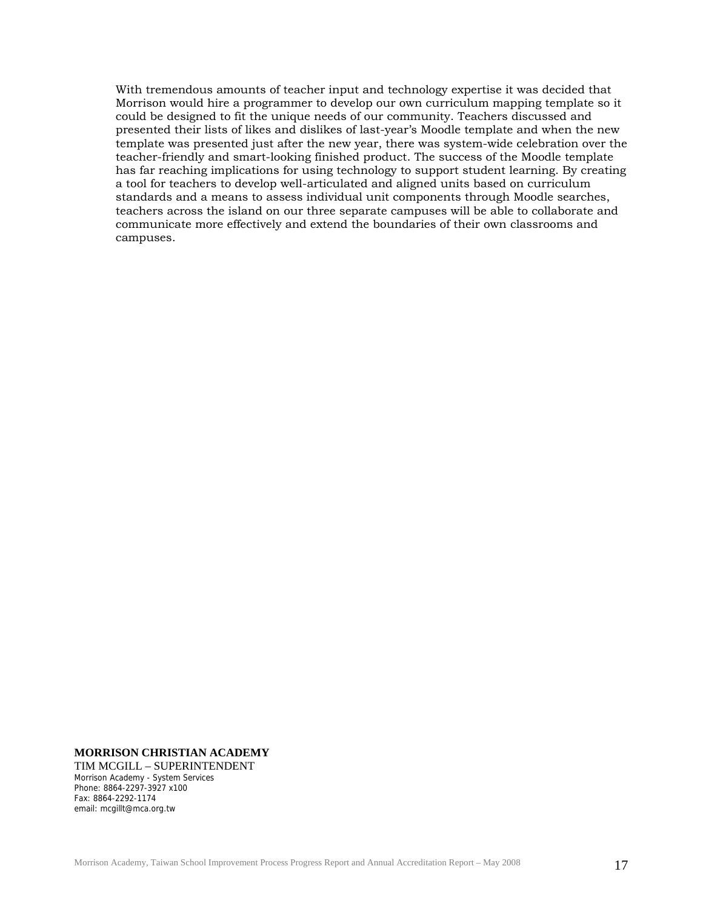With tremendous amounts of teacher input and technology expertise it was decided that Morrison would hire a programmer to develop our own curriculum mapping template so it could be designed to fit the unique needs of our community. Teachers discussed and presented their lists of likes and dislikes of last-year's Moodle template and when the new template was presented just after the new year, there was system-wide celebration over the teacher-friendly and smart-looking finished product. The success of the Moodle template has far reaching implications for using technology to support student learning. By creating a tool for teachers to develop well-articulated and aligned units based on curriculum standards and a means to assess individual unit components through Moodle searches, teachers across the island on our three separate campuses will be able to collaborate and communicate more effectively and extend the boundaries of their own classrooms and campuses.

**MORRISON CHRISTIAN ACADEMY**
TIM MCGILL – SUPERINTENDENT
Morrison Academy - System Services
Phone: 8864-2297-3927 x100
Fax: 8864-2292-1174
email: mcgillt@mca.org.tw